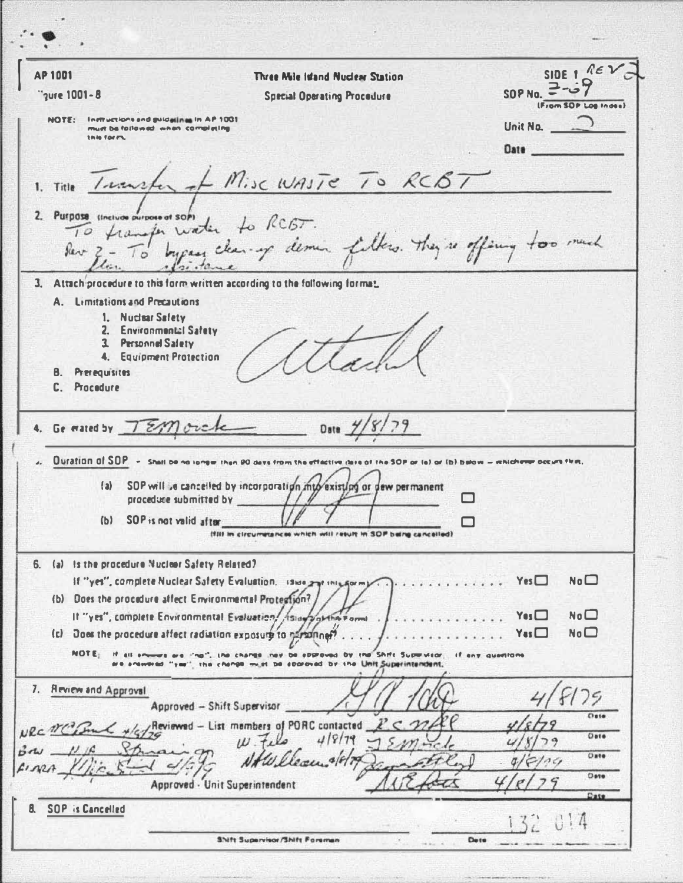AP 1001

Figure 1001-8

**Three Mile Island Nuclear Station**

**Special Operating Procedure**

SIDE 1 REV 2

SOP No. 2-69 (From SOP Log Index)

Unit No. 2

Date \_\_\_\_\_\_\_\_

NOTE: Instructions and guidelines in AP 1001 must be followed when completing this form.

1. Title: Transfer of MISC WASTE TO RCBT

2. Purpose (include purpose of SOP): To transfer water to RCBT.
   Rev 2 - To bypass clean-up demin filters. they're offering too much flow resistance

3. Attach procedure to this form written according to the following format:
   - A. Limitations and Precautions
     1. Nuclear Safety
     2. Environmental Safety
     3. Personnel Safety
     4. Equipment Protection
   - B. Prerequisites
   - C. Procedure

   Attached

4. Generated by TEMorck Date 4/8/79

5. Duration of SOP - Shall be no longer than 90 days from the effective date of the SOP or (a) or (b) below — whichever occurs first.
   - (a) SOP will be cancelled by incorporation into existing or new permanent procedure submitted by \_\_\_\_\_\_\_\_ ☐
   - (b) SOP is not valid after \_\_\_\_\_\_\_\_ ☐ (fill in circumstances which will result in SOP being cancelled)

6. (a) Is the procedure Nuclear Safety Related? If "yes", complete Nuclear Safety Evaluation. (Side 2 of this Form) ....... Yes ☐ No ☐
   (b) Does the procedure affect Environmental Protection? If "yes", complete Environmental Evaluation. (Side 3 of this Form) ....... Yes ☐ No ☐
   (c) Does the procedure affect radiation exposure to personnel? ....... Yes ☐ No ☐

   NOTE: If all answers are "no", the change may be approved by the Shift Supervisor. If any questions are answered "yes", the change must be approved by the Unit Superintendent.

7. Review and Approval

| | Signature | Date |
|---|---|---|
| Approved – Shift Supervisor | [signature] | 4/8/79 |
| Reviewed – List members of PORC contacted | R C [signature] | 4/8/79 |
| | W. Fels 4/8/79 / J E Morck | 4/8/79 |
| | N H Williams 4/8/79 / [signature] | 4/8/79 |
| Approved - Unit Superintendent | [signature] | 4/8/79 |

NRC [signature] 4/8/79
B&W N/A [signature]
FLARA [signature] 4/8/79

8. SOP is Cancelled \_\_\_\_\_\_\_\_ Shift Supervisor/Shift Foreman \_\_\_\_\_\_\_\_ Date

132 014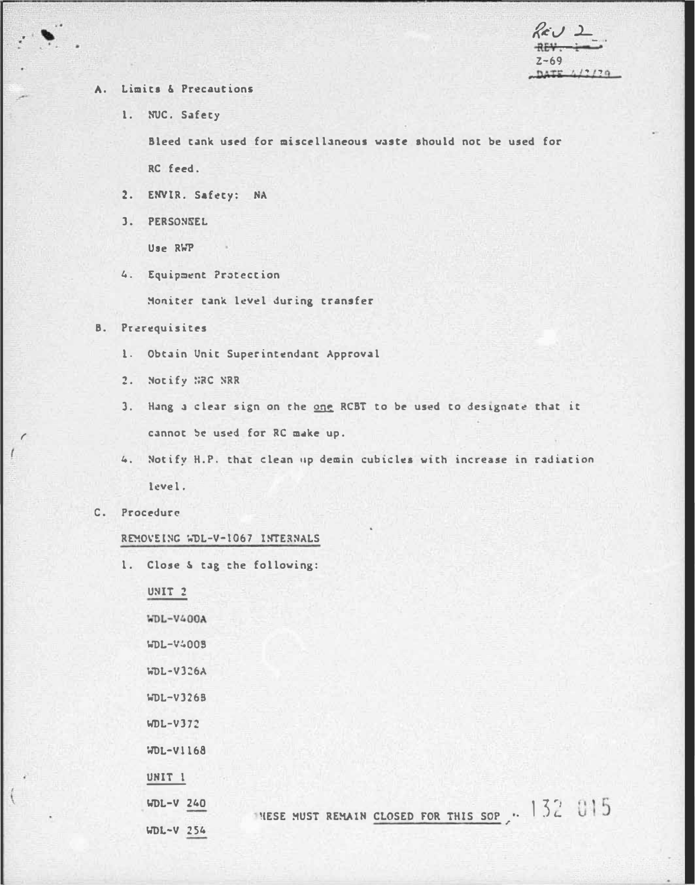Rev 2
~~REV. 1~~
2-69
~~DATE 4/2/79~~

A. Limits & Precautions

1. NUC. Safety

   Bleed tank used for miscellaneous waste should not be used for RC feed.

2. ENVIR. Safety: NA

3. PERSONNEL

   Use RWP

4. Equipment Protection

   Moniter tank level during transfer

B. Prerequisites

1. Obtain Unit Superintendant Approval

2. Notify NRC NRR

3. Hang a clear sign on the <u>one</u> RCBT to be used to designate that it cannot be used for RC make up.

4. Notify H.P. that clean up demin cubicles with increase in radiation level.

C. Procedure

<u>REMOVEING WDL-V-1067 INTERNALS</u>

1. Close & tag the following:

   <u>UNIT 2</u>

   WDL-V400A

   WDL-V400B

   WDL-V326A

   WDL-V326B

   WDL-V372

   WDL-V1168

   <u>UNIT 1</u>

   WDL-V <u>240</u>

   WDL-V <u>254</u>

   THESE MUST REMAIN <u>CLOSED FOR THIS SOP</u>.

132 015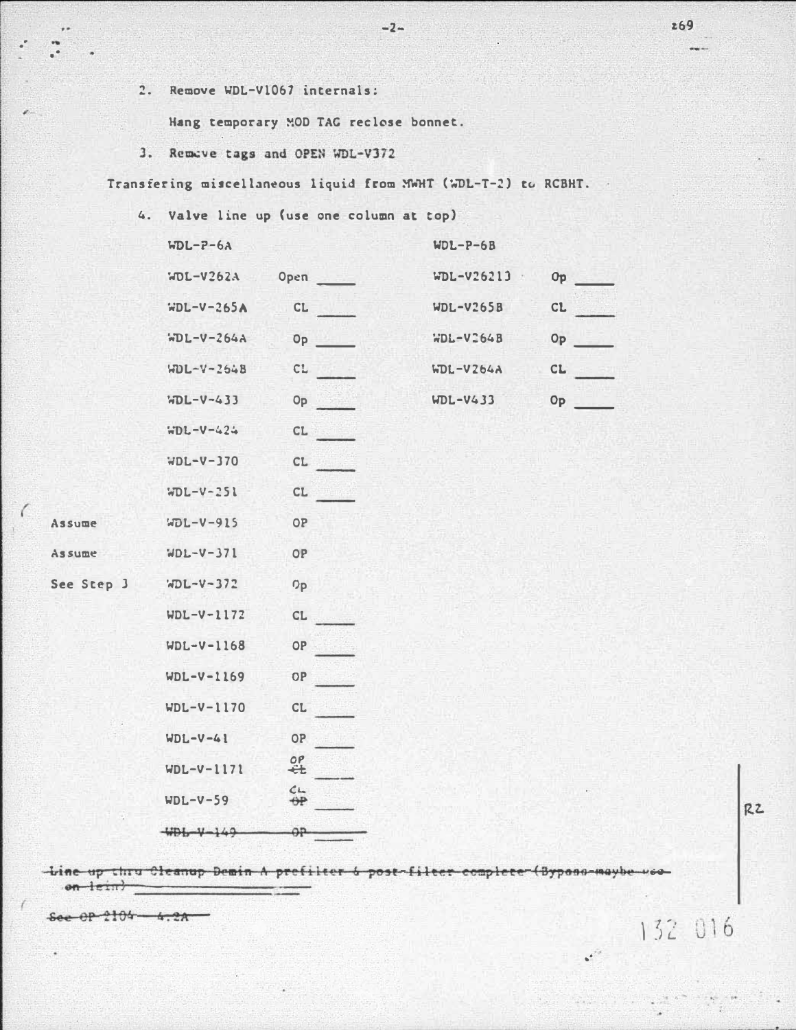2. Remove WDL-V1067 internals:

   Hang temporary MOD TAG reclose bonnet.

3. Remove tags and OPEN WDL-V372

Transfering miscellaneous liquid from MWHT (WDL-T-2) to RCBHT.

4. Valve line up (use one column at top)

| | WDL-P-6A | | | WDL-P-6B | | |
|---|---|---|---|---|---|---|
| | WDL-V262A | Open | ____ | WDL-V26213 | Op | ____ |
| | WDL-V-265A | CL | ____ | WDL-V265B | CL | ____ |
| | WDL-V-264A | Op | ____ | WDL-V264B | Op | ____ |
| | WDL-V-264B | CL | ____ | WDL-V264A | CL | ____ |
| | WDL-V-433 | Op | ____ | WDL-V433 | Op | ____ |
| | WDL-V-424 | CL | ____ | | | |
| | WDL-V-370 | CL | ____ | | | |
| | WDL-V-251 | CL | ____ | | | |
| Assume | WDL-V-915 | OP | | | | |
| Assume | WDL-V-371 | OP | | | | |
| See Step 3 | WDL-V-372 | Op | | | | |
| | WDL-V-1172 | CL | ____ | | | |
| | WDL-V-1168 | OP | ____ | | | |
| | WDL-V-1169 | OP | ____ | | | |
| | WDL-V-1170 | CL | ____ | | | |
| | WDL-V-41 | OP | ____ | | | |
| | WDL-V-1171 | OP ~~CL~~ | ____ | | | |
| | WDL-V-59 | CL ~~OP~~ | ____ | | | |
| | ~~WDL-V-149~~ | ~~OP~~ | ____ | | | |

~~Line up thru Cleanup Demin A prefilter & post-filter complete (Bypass maybe use on lein)~~ ____

~~See OP 2104 - 4.2A~~

R2

132 016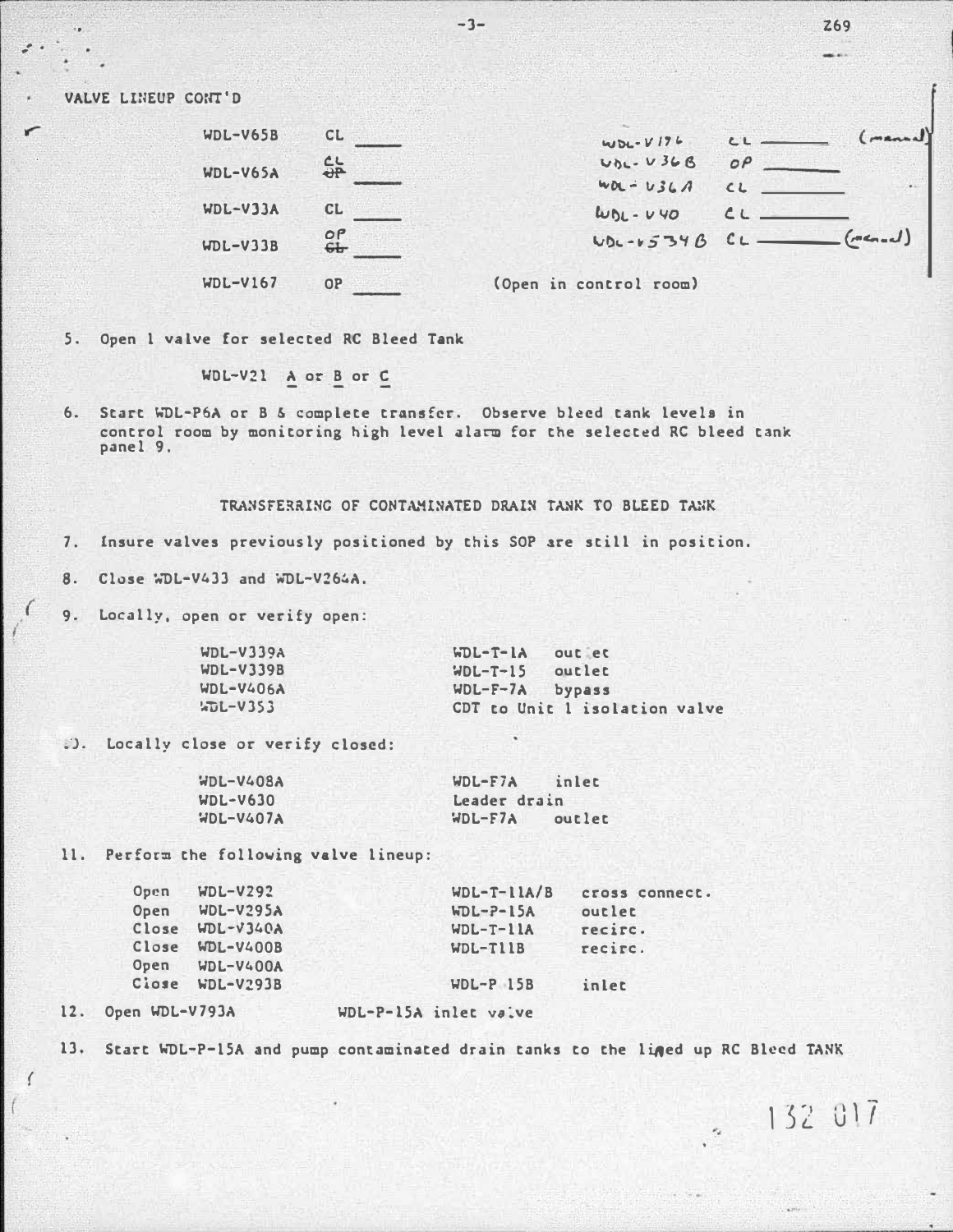VALVE LINEUP CONT'D

| | | | |
|---|---|---|---|
| WDL-V65B | CL ____ | WDL-V176 | CL ______ (manual) |
| WDL-V65A | CL ~~OP~~ ____ | WDL-V36B | OP ______ |
| WDL-V33A | CL ____ | WDL-V36A | CL ______ |
| WDL-V33B | OP ~~CL~~ ____ | WDL-V40 | CL ______ |
| | | WDL-V534B | CL ______ (manual) |
| WDL-V167 | OP ____ | (Open in control room) | |

5. Open 1 valve for selected RC Bleed Tank

   WDL-V21 A or B or C

6. Start WDL-P6A or B & complete transfer. Observe bleed tank levels in control room by monitoring high level alarm for the selected RC bleed tank panel 9.

## TRANSFERRING OF CONTAMINATED DRAIN TANK TO BLEED TANK

7. Insure valves previously positioned by this SOP are still in position.

8. Close WDL-V433 and WDL-V264A.

9. Locally, open or verify open:

| | |
|---|---|
| WDL-V339A | WDL-T-1A outlet |
| WDL-V339B | WDL-T-15 outlet |
| WDL-V406A | WDL-F-7A bypass |
| WDL-V353 | CDT to Unit 1 isolation valve |

10. Locally close or verify closed:

| | |
|---|---|
| WDL-V408A | WDL-F7A inlet |
| WDL-V630 | Leader drain |
| WDL-V407A | WDL-F7A outlet |

11. Perform the following valve lineup:

| | | | |
|---|---|---|---|
| Open | WDL-V292 | WDL-T-11A/B | cross connect. |
| Open | WDL-V295A | WDL-P-15A | outlet |
| Close | WDL-V340A | WDL-T-11A | recirc. |
| Close | WDL-V400B | WDL-T11B | recirc. |
| Open | WDL-V400A | | |
| Close | WDL-V293B | WDL-P 15B | inlet |

12. Open WDL-V793A WDL-P-15A inlet valve

13. Start WDL-P-15A and pump contaminated drain tanks to the lined up RC Bleed TANK

132 017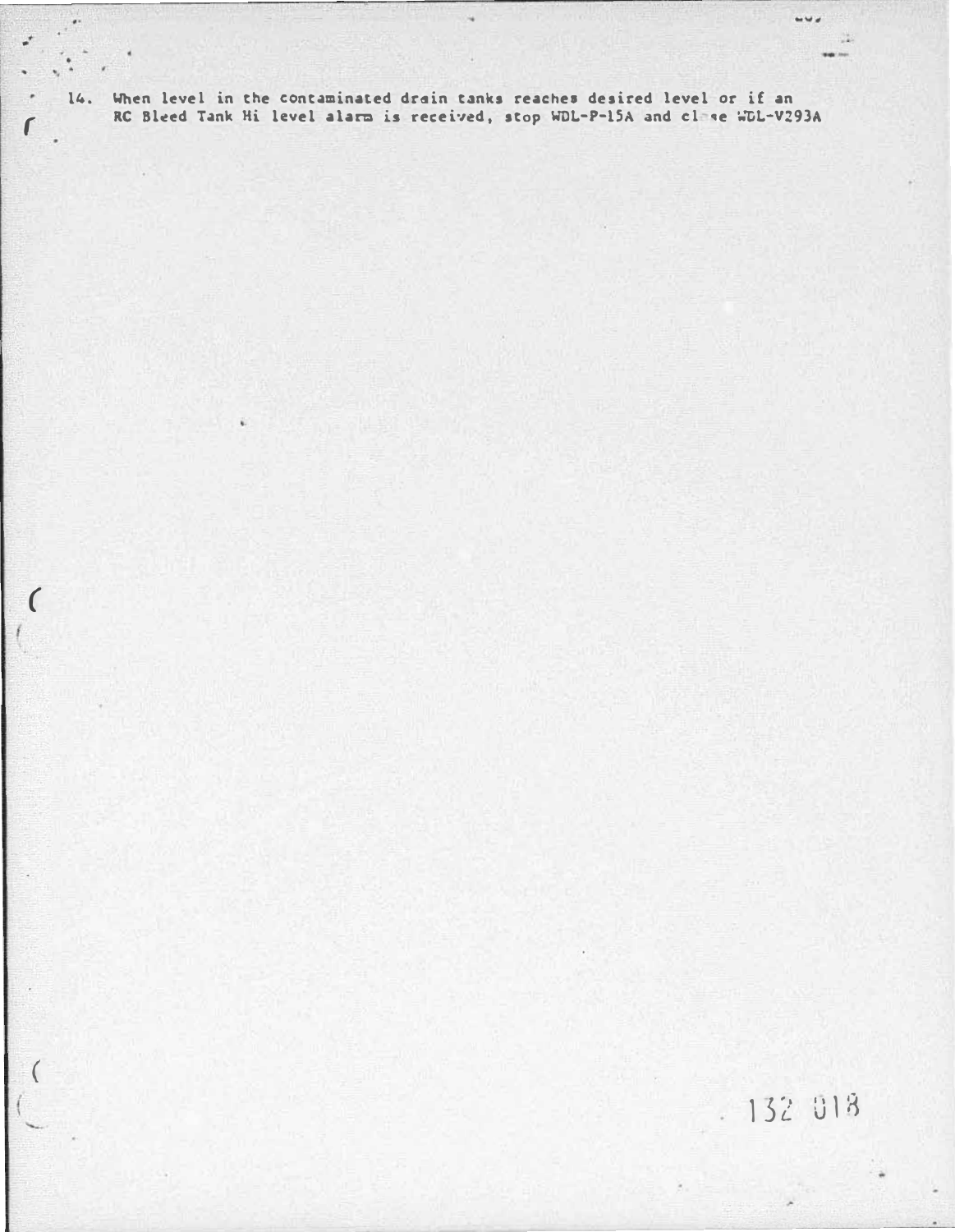14. When level in the contaminated drain tanks reaches desired level or if an RC Bleed Tank Hi level alarm is received, stop WDL-P-15A and close WDL-V293A

132 018